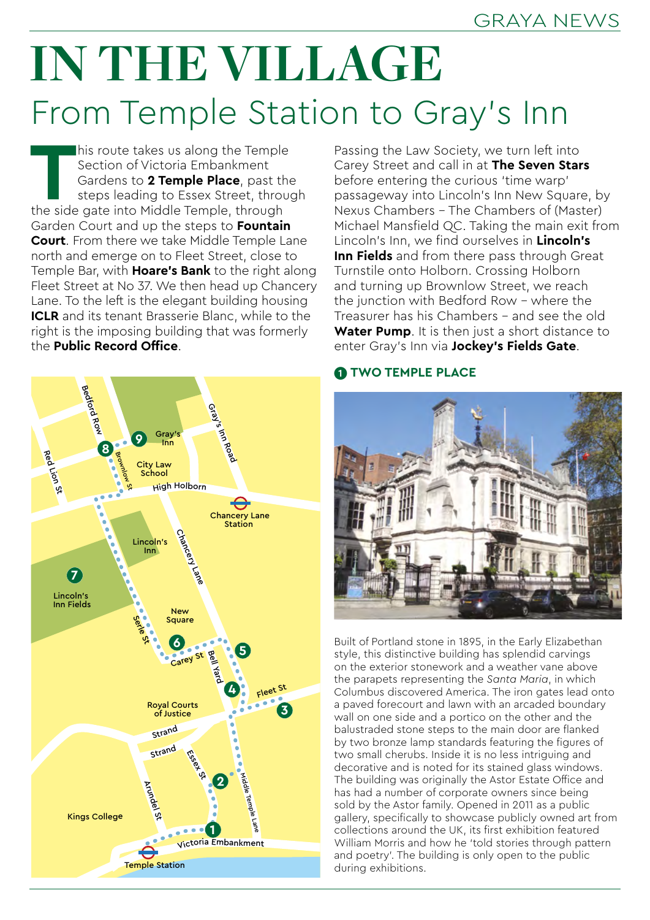# IN THE VILLAGE

## From Temple Station to Gray's Inn

This route takes us along the Temple Section of Victoria Embankment Gardens to **2 Temple Place**, past the steps leading to Essex Street, through the side gate into Middle Temple, through Garden Court and up the steps to **Fountain Court**. From there we take Middle Temple Lane north and emerge on to Fleet Street, close to Temple Bar, with **Hoare's Bank** to the right along Fleet Street at No 37. We then head up Chancery Lane. To the left is the elegant building housing **ICLR** and its tenant Brasserie Blanc, while to the right is the imposing building that was formerly the **Public Record Office**.

Passing the Law Society, we turn left into Carey Street and call in at **The Seven Stars** before entering the curious 'time warp' passageway into Lincoln's Inn New Square, by Nexus Chambers – The Chambers of (Master) Michael Mansfield QC. Taking the main exit from Lincoln's Inn, we find ourselves in **Lincoln's Inn Fields** and from there pass through Great Turnstile onto Holborn. Crossing Holborn and turning up Brownlow Street, we reach the junction with Bedford Row – where the Treasurer has his Chambers – and see the old **Water Pump**. It is then just a short distance to enter Gray's Inn via **Jockey's Fields Gate**.

### 1 TWO TEMPLE PLACE

Built of Portland stone in 1895, in the Early Elizabethan style, this distinctive building has splendid carvings on the exterior stonework and a weather vane above the parapets representing the *Santa Maria*, in which Columbus discovered America. The iron gates lead onto a paved forecourt and lawn with an arcaded boundary wall on one side and a portico on the other and the balustraded stone steps to the main door are flanked by two bronze lamp standards featuring the figures of two small cherubs. Inside it is no less intriguing and decorative and is noted for its stained glass windows. The building was originally the Astor Estate Office and has had a number of corporate owners since being sold by the Astor family. Opened in 2011 as a public gallery, specifically to showcase publicly owned art from collections around the UK, its first exhibition featured William Morris and how he 'told stories through pattern and poetry'. The building is only open to the public during exhibitions.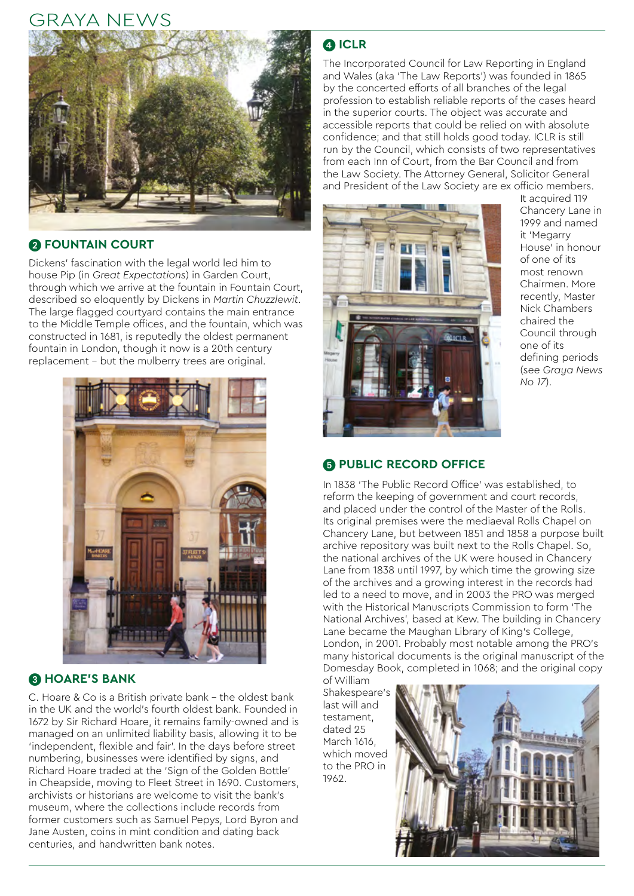## 2 FOUNTAIN COURT

Dickens' fascination with the legal world led him to house Pip (in *Great Expectations*) in Garden Court, through which we arrive at the fountain in Fountain Court, described so eloquently by Dickens in *Martin Chuzzlewit*. The large flagged courtyard contains the main entrance to the Middle Temple offices, and the fountain, which was constructed in 1681, is reputedly the oldest permanent fountain in London, though it now is a 20th century replacement – but the mulberry trees are original.

## 3 HOARE'S BANK

C. Hoare & Co is a British private bank – the oldest bank in the UK and the world's fourth oldest bank. Founded in 1672 by Sir Richard Hoare, it remains family-owned and is managed on an unlimited liability basis, allowing it to be 'independent, flexible and fair'. In the days before street numbering, businesses were identified by signs, and Richard Hoare traded at the 'Sign of the Golden Bottle' in Cheapside, moving to Fleet Street in 1690. Customers, archivists or historians are welcome to visit the bank's museum, where the collections include records from former customers such as Samuel Pepys, Lord Byron and Jane Austen, coins in mint condition and dating back centuries, and handwritten bank notes.

## 4 ICLR

The Incorporated Council for Law Reporting in England and Wales (aka 'The Law Reports') was founded in 1865 by the concerted efforts of all branches of the legal profession to establish reliable reports of the cases heard in the superior courts. The object was accurate and accessible reports that could be relied on with absolute confidence; and that still holds good today. ICLR is still run by the Council, which consists of two representatives from each Inn of Court, from the Bar Council and from the Law Society. The Attorney General, Solicitor General and President of the Law Society are ex officio members. It acquired 119 Chancery Lane in 1999 and named it 'Megarry House' in honour of one of its most renown Chairmen. More recently, Master Nick Chambers chaired the Council through one of its defining periods (see *Graya News No 17*).

## 5 PUBLIC RECORD OFFICE

In 1838 'The Public Record Office' was established, to reform the keeping of government and court records, and placed under the control of the Master of the Rolls. Its original premises were the mediaeval Rolls Chapel on Chancery Lane, but between 1851 and 1858 a purpose built archive repository was built next to the Rolls Chapel. So, the national archives of the UK were housed in Chancery Lane from 1838 until 1997, by which time the growing size of the archives and a growing interest in the records had led to a need to move, and in 2003 the PRO was merged with the Historical Manuscripts Commission to form 'The National Archives', based at Kew. The building in Chancery Lane became the Maughan Library of King's College, London, in 2001. Probably most notable among the PRO's many historical documents is the original manuscript of the Domesday Book, completed in 1068; and the original copy of William Shakespeare's last will and testament, dated 25 March 1616, which moved to the PRO in 1962.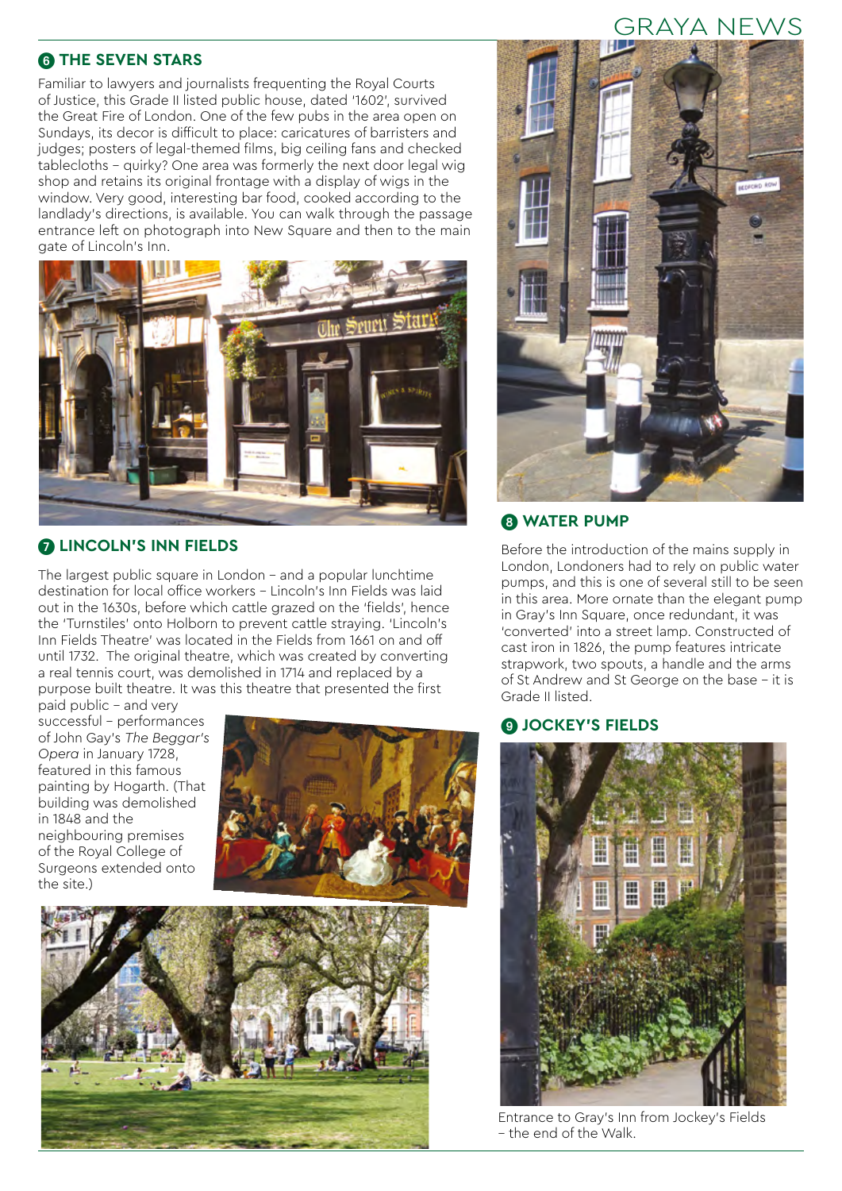## 6 THE SEVEN STARS

Familiar to lawyers and journalists frequenting the Royal Courts of Justice, this Grade II listed public house, dated '1602', survived the Great Fire of London. One of the few pubs in the area open on Sundays, its decor is difficult to place: caricatures of barristers and judges; posters of legal-themed films, big ceiling fans and checked tablecloths – quirky? One area was formerly the next door legal wig shop and retains its original frontage with a display of wigs in the window. Very good, interesting bar food, cooked according to the landlady's directions, is available. You can walk through the passage entrance left on photograph into New Square and then to the main gate of Lincoln's Inn.

## 7 LINCOLN'S INN FIELDS

The largest public square in London – and a popular lunchtime destination for local office workers – Lincoln's Inn Fields was laid out in the 1630s, before which cattle grazed on the 'fields', hence the 'Turnstiles' onto Holborn to prevent cattle straying. 'Lincoln's Inn Fields Theatre' was located in the Fields from 1661 on and off until 1732. The original theatre, which was created by converting a real tennis court, was demolished in 1714 and replaced by a purpose built theatre. It was this theatre that presented the first paid public – and very successful – performances of John Gay's *The Beggar's Opera* in January 1728, featured in this famous painting by Hogarth. (That building was demolished in 1848 and the neighbouring premises of the Royal College of Surgeons extended onto the site.)

## 8 WATER PUMP

Before the introduction of the mains supply in London, Londoners had to rely on public water pumps, and this is one of several still to be seen in this area. More ornate than the elegant pump in Gray's Inn Square, once redundant, it was 'converted' into a street lamp. Constructed of cast iron in 1826, the pump features intricate strapwork, two spouts, a handle and the arms of St Andrew and St George on the base – it is Grade II listed.

## 9 JOCKEY'S FIELDS

Entrance to Gray's Inn from Jockey's Fields – the end of the Walk.